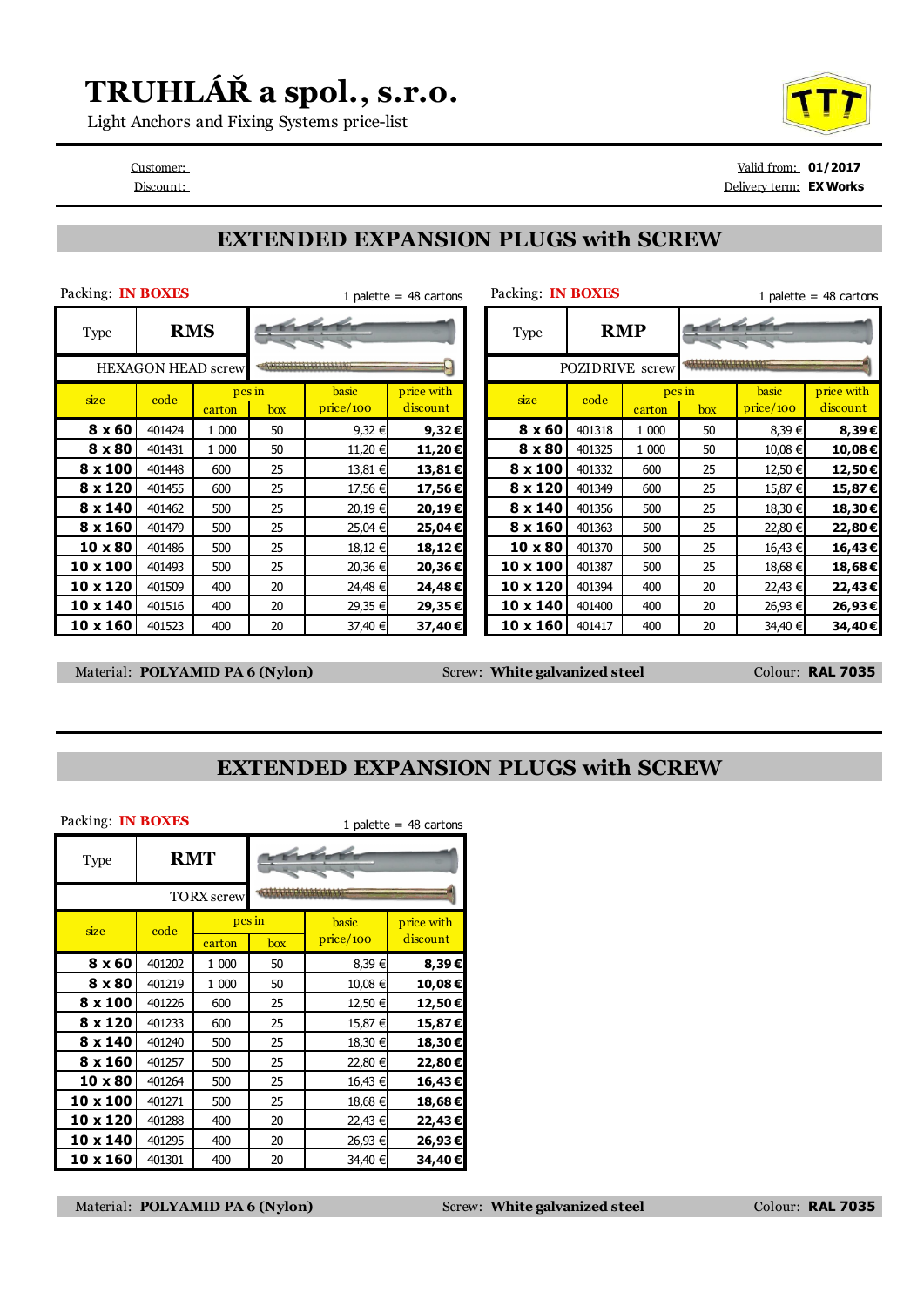# TRUHLÁŘ a spol., s.r.o.

Light Anchors and Fixing Systems price-list

Customer:
Discount:

Valid from: **01/2017**
Delivery term: **EX Works**

## EXTENDED EXPANSION PLUGS with SCREW

Packing: **IN BOXES** — 1 palette = 48 cartons

Type **RMS** — HEXAGON HEAD screw

| size | code | pcs in carton | pcs in box | basic price/100 | price with discount |
|---|---|---|---|---|---|
| **8 x 60** | 401424 | 1 000 | 50 | 9,32 € | **9,32 €** |
| **8 x 80** | 401431 | 1 000 | 50 | 11,20 € | **11,20 €** |
| **8 x 100** | 401448 | 600 | 25 | 13,81 € | **13,81 €** |
| **8 x 120** | 401455 | 600 | 25 | 17,56 € | **17,56 €** |
| **8 x 140** | 401462 | 500 | 25 | 20,19 € | **20,19 €** |
| **8 x 160** | 401479 | 500 | 25 | 25,04 € | **25,04 €** |
| **10 x 80** | 401486 | 500 | 25 | 18,12 € | **18,12 €** |
| **10 x 100** | 401493 | 500 | 25 | 20,36 € | **20,36 €** |
| **10 x 120** | 401509 | 400 | 20 | 24,48 € | **24,48 €** |
| **10 x 140** | 401516 | 400 | 20 | 29,35 € | **29,35 €** |
| **10 x 160** | 401523 | 400 | 20 | 37,40 € | **37,40 €** |

Packing: **IN BOXES** — 1 palette = 48 cartons

Type **RMP** — POZIDRIVE screw

| size | code | pcs in carton | pcs in box | basic price/100 | price with discount |
|---|---|---|---|---|---|
| **8 x 60** | 401318 | 1 000 | 50 | 8,39 € | **8,39 €** |
| **8 x 80** | 401325 | 1 000 | 50 | 10,08 € | **10,08 €** |
| **8 x 100** | 401332 | 600 | 25 | 12,50 € | **12,50 €** |
| **8 x 120** | 401349 | 600 | 25 | 15,87 € | **15,87 €** |
| **8 x 140** | 401356 | 500 | 25 | 18,30 € | **18,30 €** |
| **8 x 160** | 401363 | 500 | 25 | 22,80 € | **22,80 €** |
| **10 x 80** | 401370 | 500 | 25 | 16,43 € | **16,43 €** |
| **10 x 100** | 401387 | 500 | 25 | 18,68 € | **18,68 €** |
| **10 x 120** | 401394 | 400 | 20 | 22,43 € | **22,43 €** |
| **10 x 140** | 401400 | 400 | 20 | 26,93 € | **26,93 €** |
| **10 x 160** | 401417 | 400 | 20 | 34,40 € | **34,40 €** |

Material: **POLYAMID PA 6 (Nylon)** — Screw: **White galvanized steel** — Colour: **RAL 7035**

## EXTENDED EXPANSION PLUGS with SCREW

Packing: **IN BOXES** — 1 palette = 48 cartons

Type **RMT** — TORX screw

| size | code | pcs in carton | pcs in box | basic price/100 | price with discount |
|---|---|---|---|---|---|
| **8 x 60** | 401202 | 1 000 | 50 | 8,39 € | **8,39 €** |
| **8 x 80** | 401219 | 1 000 | 50 | 10,08 € | **10,08 €** |
| **8 x 100** | 401226 | 600 | 25 | 12,50 € | **12,50 €** |
| **8 x 120** | 401233 | 600 | 25 | 15,87 € | **15,87 €** |
| **8 x 140** | 401240 | 500 | 25 | 18,30 € | **18,30 €** |
| **8 x 160** | 401257 | 500 | 25 | 22,80 € | **22,80 €** |
| **10 x 80** | 401264 | 500 | 25 | 16,43 € | **16,43 €** |
| **10 x 100** | 401271 | 500 | 25 | 18,68 € | **18,68 €** |
| **10 x 120** | 401288 | 400 | 20 | 22,43 € | **22,43 €** |
| **10 x 140** | 401295 | 400 | 20 | 26,93 € | **26,93 €** |
| **10 x 160** | 401301 | 400 | 20 | 34,40 € | **34,40 €** |

Material: **POLYAMID PA 6 (Nylon)** — Screw: **White galvanized steel** — Colour: **RAL 7035**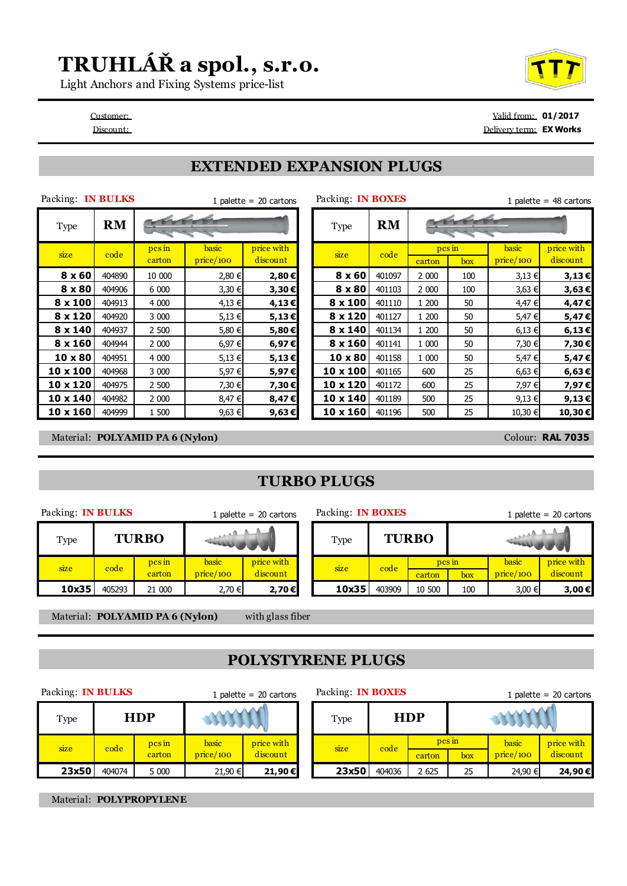# TRUHLÁŘ a spol., s.r.o.

Light Anchors and Fixing Systems price-list

Customer:
Discount:

Valid from: **01/2017**
Delivery term: **EX Works**

## EXTENDED EXPANSION PLUGS

Packing: **IN BULKS** — 1 palette = 20 cartons

| Type | RM | | | |
|---|---|---|---|---|
| size | code | pcs in carton | basic price/100 | price with discount |
| **8 x 60** | 404890 | 10 000 | 2,80 € | **2,80 €** |
| **8 x 80** | 404906 | 6 000 | 3,30 € | **3,30 €** |
| **8 x 100** | 404913 | 4 000 | 4,13 € | **4,13 €** |
| **8 x 120** | 404920 | 3 000 | 5,13 € | **5,13 €** |
| **8 x 140** | 404937 | 2 500 | 5,80 € | **5,80 €** |
| **8 x 160** | 404944 | 2 000 | 6,97 € | **6,97 €** |
| **10 x 80** | 404951 | 4 000 | 5,13 € | **5,13 €** |
| **10 x 100** | 404968 | 3 000 | 5,97 € | **5,97 €** |
| **10 x 120** | 404975 | 2 500 | 7,30 € | **7,30 €** |
| **10 x 140** | 404982 | 2 000 | 8,47 € | **8,47 €** |
| **10 x 160** | 404999 | 1 500 | 9,63 € | **9,63 €** |

Packing: **IN BOXES** — 1 palette = 48 cartons

| Type | RM | | | | |
|---|---|---|---|---|---|
| size | code | pcs in | | basic price/100 | price with discount |
| | | carton | box | | |
| **8 x 60** | 401097 | 2 000 | 100 | 3,13 € | **3,13 €** |
| **8 x 80** | 401103 | 2 000 | 100 | 3,63 € | **3,63 €** |
| **8 x 100** | 401110 | 1 200 | 50 | 4,47 € | **4,47 €** |
| **8 x 120** | 401127 | 1 200 | 50 | 5,47 € | **5,47 €** |
| **8 x 140** | 401134 | 1 200 | 50 | 6,13 € | **6,13 €** |
| **8 x 160** | 401141 | 1 000 | 50 | 7,30 € | **7,30 €** |
| **10 x 80** | 401158 | 1 000 | 50 | 5,47 € | **5,47 €** |
| **10 x 100** | 401165 | 600 | 25 | 6,63 € | **6,63 €** |
| **10 x 120** | 401172 | 600 | 25 | 7,97 € | **7,97 €** |
| **10 x 140** | 401189 | 500 | 25 | 9,13 € | **9,13 €** |
| **10 x 160** | 401196 | 500 | 25 | 10,30 € | **10,30 €** |

Material: **POLYAMID PA 6 (Nylon)** — Colour: **RAL 7035**

## TURBO PLUGS

Packing: **IN BULKS** — 1 palette = 20 cartons

| Type | TURBO | | | |
|---|---|---|---|---|
| size | code | pcs in carton | basic price/100 | price with discount |
| **10x35** | 405293 | 21 000 | 2,70 € | **2,70 €** |

Packing: **IN BOXES** — 1 palette = 20 cartons

| Type | TURBO | | | | |
|---|---|---|---|---|---|
| size | code | pcs in | | basic price/100 | price with discount |
| | | carton | box | | |
| **10x35** | 403909 | 10 500 | 100 | 3,00 € | **3,00 €** |

Material: **POLYAMID PA 6 (Nylon)** with glass fiber

## POLYSTYRENE PLUGS

Packing: **IN BULKS** — 1 palette = 20 cartons

| Type | HDP | | | |
|---|---|---|---|---|
| size | code | pcs in carton | basic price/100 | price with discount |
| **23x50** | 404074 | 5 000 | 21,90 € | **21,90 €** |

Packing: **IN BOXES** — 1 palette = 20 cartons

| Type | HDP | | | | |
|---|---|---|---|---|---|
| size | code | pcs in | | basic price/100 | price with discount |
| | | carton | box | | |
| **23x50** | 404036 | 2 625 | 25 | 24,90 € | **24,90 €** |

Material: **POLYPROPYLENE**